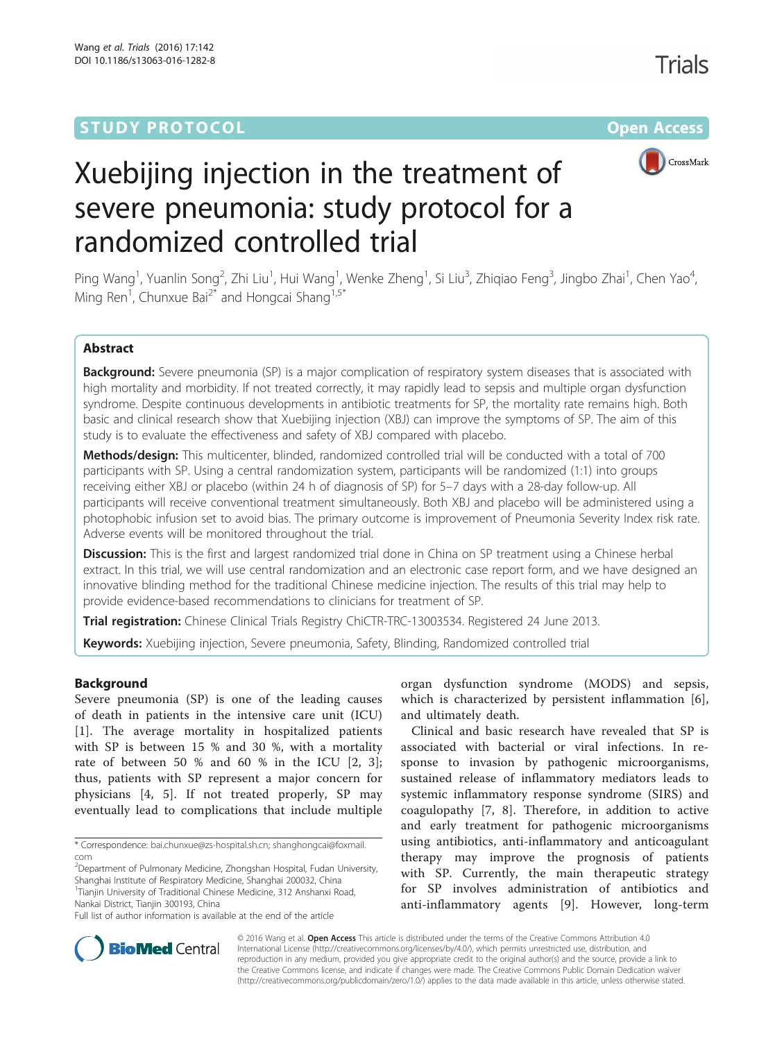STUDY PROTOCOL Open Access

# Xuebijing injection in the treatment of severe pneumonia: study protocol for a randomized controlled trial

Ping Wang[1], Yuanlin Song[2], Zhi Liu[1], Hui Wang[1], Wenke Zheng[1], Si Liu[3], Zhiqiao Feng[3], Jingbo Zhai[1], Chen Yao[4], Ming Ren[1], Chunxue Bai[2*] and Hongcai Shang[1,5*]

## Abstract

**Background:** Severe pneumonia (SP) is a major complication of respiratory system diseases that is associated with high mortality and morbidity. If not treated correctly, it may rapidly lead to sepsis and multiple organ dysfunction syndrome. Despite continuous developments in antibiotic treatments for SP, the mortality rate remains high. Both basic and clinical research show that Xuebijing injection (XBJ) can improve the symptoms of SP. The aim of this study is to evaluate the effectiveness and safety of XBJ compared with placebo.

**Methods/design:** This multicenter, blinded, randomized controlled trial will be conducted with a total of 700 participants with SP. Using a central randomization system, participants will be randomized (1:1) into groups receiving either XBJ or placebo (within 24 h of diagnosis of SP) for 5–7 days with a 28-day follow-up. All participants will receive conventional treatment simultaneously. Both XBJ and placebo will be administered using a photophobic infusion set to avoid bias. The primary outcome is improvement of Pneumonia Severity Index risk rate. Adverse events will be monitored throughout the trial.

**Discussion:** This is the first and largest randomized trial done in China on SP treatment using a Chinese herbal extract. In this trial, we will use central randomization and an electronic case report form, and we have designed an innovative blinding method for the traditional Chinese medicine injection. The results of this trial may help to provide evidence-based recommendations to clinicians for treatment of SP.

**Trial registration:** Chinese Clinical Trials Registry ChiCTR-TRC-13003534. Registered 24 June 2013.

**Keywords:** Xuebijing injection, Severe pneumonia, Safety, Blinding, Randomized controlled trial

## Background

Severe pneumonia (SP) is one of the leading causes of death in patients in the intensive care unit (ICU) [1]. The average mortality in hospitalized patients with SP is between 15 % and 30 %, with a mortality rate of between 50 % and 60 % in the ICU [2, 3]; thus, patients with SP represent a major concern for physicians [4, 5]. If not treated properly, SP may eventually lead to complications that include multiple organ dysfunction syndrome (MODS) and sepsis, which is characterized by persistent inflammation [6], and ultimately death.

Clinical and basic research have revealed that SP is associated with bacterial or viral infections. In response to invasion by pathogenic microorganisms, sustained release of inflammatory mediators leads to systemic inflammatory response syndrome (SIRS) and coagulopathy [7, 8]. Therefore, in addition to active and early treatment for pathogenic microorganisms using antibiotics, anti-inflammatory and anticoagulant therapy may improve the prognosis of patients with SP. Currently, the main therapeutic strategy for SP involves administration of antibiotics and anti-inflammatory agents [9]. However, long-term

* Correspondence: bai.chunxue@zs-hospital.sh.cn; shanghongcai@foxmail.com
[2]Department of Pulmonary Medicine, Zhongshan Hospital, Fudan University, Shanghai Institute of Respiratory Medicine, Shanghai 200032, China
[1]Tianjin University of Traditional Chinese Medicine, 312 Anshanxi Road, Nankai District, Tianjin 300193, China
Full list of author information is available at the end of the article

© 2016 Wang et al. **Open Access** This article is distributed under the terms of the Creative Commons Attribution 4.0 International License (http://creativecommons.org/licenses/by/4.0/), which permits unrestricted use, distribution, and reproduction in any medium, provided you give appropriate credit to the original author(s) and the source, provide a link to the Creative Commons license, and indicate if changes were made. The Creative Commons Public Domain Dedication waiver (http://creativecommons.org/publicdomain/zero/1.0/) applies to the data made available in this article, unless otherwise stated.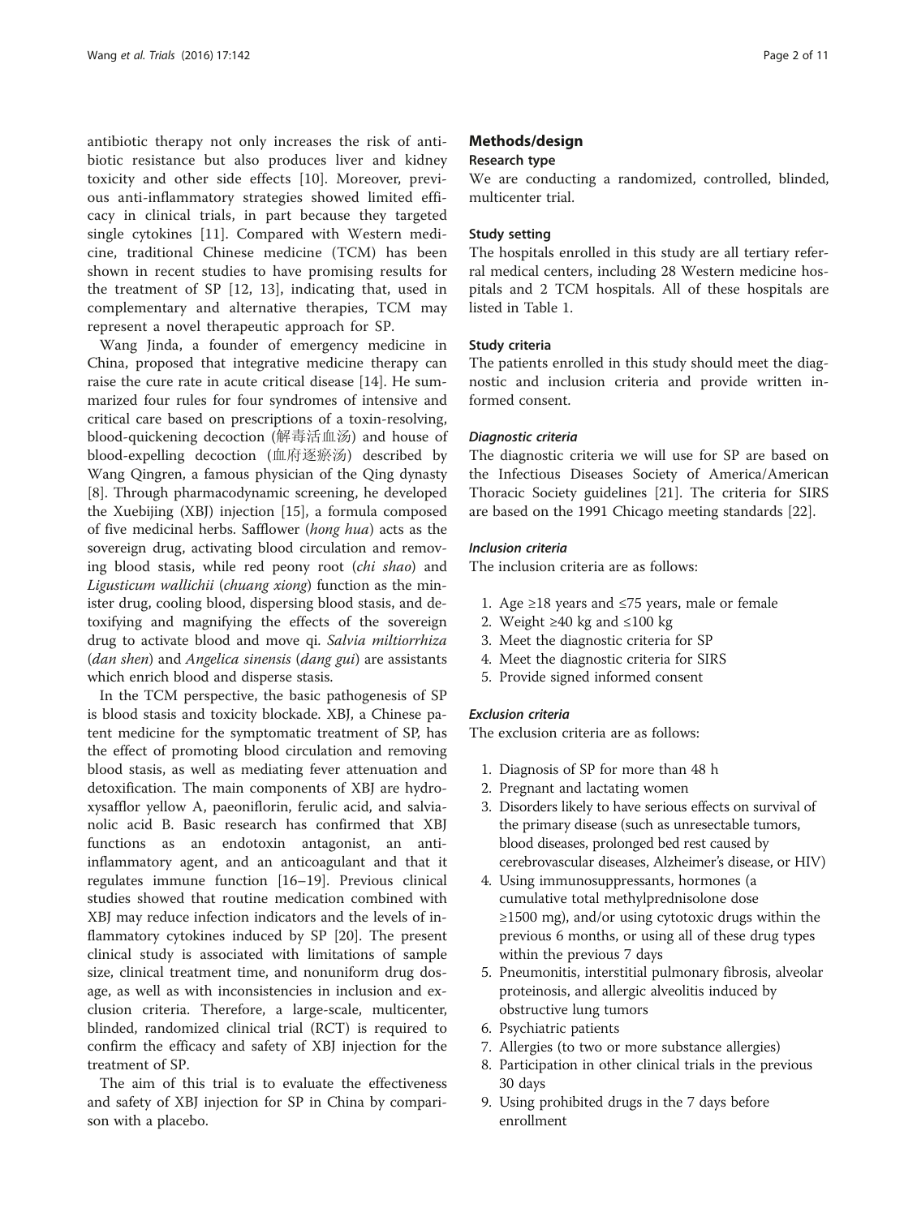antibiotic therapy not only increases the risk of antibiotic resistance but also produces liver and kidney toxicity and other side effects [10]. Moreover, previous anti-inflammatory strategies showed limited efficacy in clinical trials, in part because they targeted single cytokines [11]. Compared with Western medicine, traditional Chinese medicine (TCM) has been shown in recent studies to have promising results for the treatment of SP [12, 13], indicating that, used in complementary and alternative therapies, TCM may represent a novel therapeutic approach for SP.

Wang Jinda, a founder of emergency medicine in China, proposed that integrative medicine therapy can raise the cure rate in acute critical disease [14]. He summarized four rules for four syndromes of intensive and critical care based on prescriptions of a toxin-resolving, blood-quickening decoction (解毒活血汤) and house of blood-expelling decoction (血府逐瘀汤) described by Wang Qingren, a famous physician of the Qing dynasty [8]. Through pharmacodynamic screening, he developed the Xuebijing (XBJ) injection [15], a formula composed of five medicinal herbs. Safflower (*hong hua*) acts as the sovereign drug, activating blood circulation and removing blood stasis, while red peony root (*chi shao*) and *Ligusticum wallichii* (*chuang xiong*) function as the minister drug, cooling blood, dispersing blood stasis, and detoxifying and magnifying the effects of the sovereign drug to activate blood and move qi. *Salvia miltiorrhiza* (*dan shen*) and *Angelica sinensis* (*dang gui*) are assistants which enrich blood and disperse stasis.

In the TCM perspective, the basic pathogenesis of SP is blood stasis and toxicity blockade. XBJ, a Chinese patent medicine for the symptomatic treatment of SP, has the effect of promoting blood circulation and removing blood stasis, as well as mediating fever attenuation and detoxification. The main components of XBJ are hydroxysafflor yellow A, paeoniflorin, ferulic acid, and salvianolic acid B. Basic research has confirmed that XBJ functions as an endotoxin antagonist, an anti-inflammatory agent, and an anticoagulant and that it regulates immune function [16–19]. Previous clinical studies showed that routine medication combined with XBJ may reduce infection indicators and the levels of inflammatory cytokines induced by SP [20]. The present clinical study is associated with limitations of sample size, clinical treatment time, and nonuniform drug dosage, as well as with inconsistencies in inclusion and exclusion criteria. Therefore, a large-scale, multicenter, blinded, randomized clinical trial (RCT) is required to confirm the efficacy and safety of XBJ injection for the treatment of SP.

The aim of this trial is to evaluate the effectiveness and safety of XBJ injection for SP in China by comparison with a placebo.

## Methods/design

### Research type

We are conducting a randomized, controlled, blinded, multicenter trial.

### Study setting

The hospitals enrolled in this study are all tertiary referral medical centers, including 28 Western medicine hospitals and 2 TCM hospitals. All of these hospitals are listed in Table 1.

### Study criteria

The patients enrolled in this study should meet the diagnostic and inclusion criteria and provide written informed consent.

#### *Diagnostic criteria*

The diagnostic criteria we will use for SP are based on the Infectious Diseases Society of America/American Thoracic Society guidelines [21]. The criteria for SIRS are based on the 1991 Chicago meeting standards [22].

#### *Inclusion criteria*

The inclusion criteria are as follows:

1. Age ≥18 years and ≤75 years, male or female
2. Weight ≥40 kg and ≤100 kg
3. Meet the diagnostic criteria for SP
4. Meet the diagnostic criteria for SIRS
5. Provide signed informed consent

#### *Exclusion criteria*

The exclusion criteria are as follows:

1. Diagnosis of SP for more than 48 h
2. Pregnant and lactating women
3. Disorders likely to have serious effects on survival of the primary disease (such as unresectable tumors, blood diseases, prolonged bed rest caused by cerebrovascular diseases, Alzheimer's disease, or HIV)
4. Using immunosuppressants, hormones (a cumulative total methylprednisolone dose ≥1500 mg), and/or using cytotoxic drugs within the previous 6 months, or using all of these drug types within the previous 7 days
5. Pneumonitis, interstitial pulmonary fibrosis, alveolar proteinosis, and allergic alveolitis induced by obstructive lung tumors
6. Psychiatric patients
7. Allergies (to two or more substance allergies)
8. Participation in other clinical trials in the previous 30 days
9. Using prohibited drugs in the 7 days before enrollment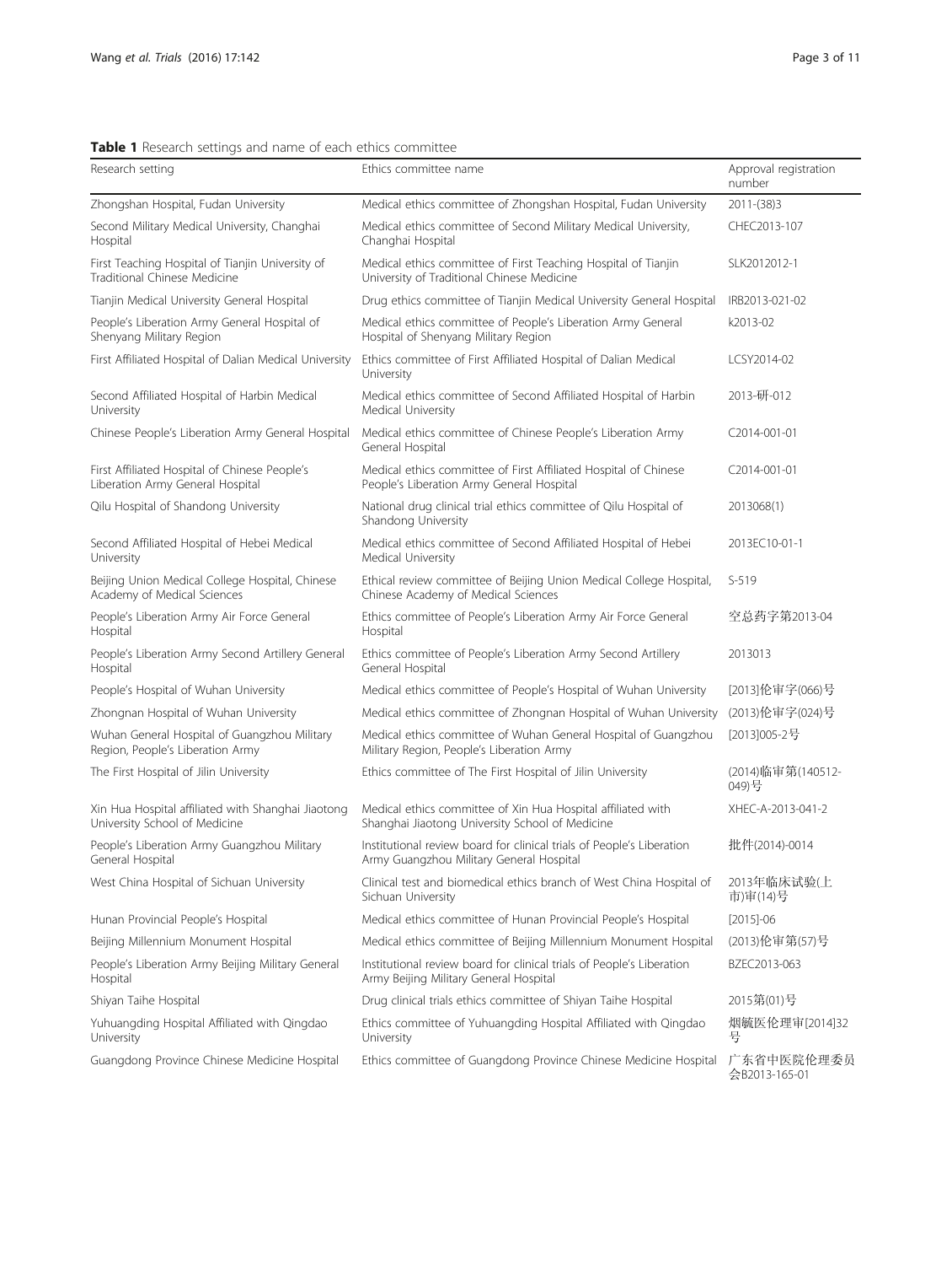**Table 1** Research settings and name of each ethics committee

| Research setting | Ethics committee name | Approval registration number |
| --- | --- | --- |
| Zhongshan Hospital, Fudan University | Medical ethics committee of Zhongshan Hospital, Fudan University | 2011-(38)3 |
| Second Military Medical University, Changhai Hospital | Medical ethics committee of Second Military Medical University, Changhai Hospital | CHEC2013-107 |
| First Teaching Hospital of Tianjin University of Traditional Chinese Medicine | Medical ethics committee of First Teaching Hospital of Tianjin University of Traditional Chinese Medicine | SLK2012012-1 |
| Tianjin Medical University General Hospital | Drug ethics committee of Tianjin Medical University General Hospital | IRB2013-021-02 |
| People's Liberation Army General Hospital of Shenyang Military Region | Medical ethics committee of People's Liberation Army General Hospital of Shenyang Military Region | k2013-02 |
| First Affiliated Hospital of Dalian Medical University | Ethics committee of First Affiliated Hospital of Dalian Medical University | LCSY2014-02 |
| Second Affiliated Hospital of Harbin Medical University | Medical ethics committee of Second Affiliated Hospital of Harbin Medical University | 2013-研-012 |
| Chinese People's Liberation Army General Hospital | Medical ethics committee of Chinese People's Liberation Army General Hospital | C2014-001-01 |
| First Affiliated Hospital of Chinese People's Liberation Army General Hospital | Medical ethics committee of First Affiliated Hospital of Chinese People's Liberation Army General Hospital | C2014-001-01 |
| Qilu Hospital of Shandong University | National drug clinical trial ethics committee of Qilu Hospital of Shandong University | 2013068(1) |
| Second Affiliated Hospital of Hebei Medical University | Medical ethics committee of Second Affiliated Hospital of Hebei Medical University | 2013EC10-01-1 |
| Beijing Union Medical College Hospital, Chinese Academy of Medical Sciences | Ethical review committee of Beijing Union Medical College Hospital, Chinese Academy of Medical Sciences | S-519 |
| People's Liberation Army Air Force General Hospital | Ethics committee of People's Liberation Army Air Force General Hospital | 空总药字第2013-04 |
| People's Liberation Army Second Artillery General Hospital | Ethics committee of People's Liberation Army Second Artillery General Hospital | 2013013 |
| People's Hospital of Wuhan University | Medical ethics committee of People's Hospital of Wuhan University | [2013]伦审字(066)号 |
| Zhongnan Hospital of Wuhan University | Medical ethics committee of Zhongnan Hospital of Wuhan University | (2013)伦审字(024)号 |
| Wuhan General Hospital of Guangzhou Military Region, People's Liberation Army | Medical ethics committee of Wuhan General Hospital of Guangzhou Military Region, People's Liberation Army | [2013]005-2号 |
| The First Hospital of Jilin University | Ethics committee of The First Hospital of Jilin University | (2014)临审第(140512-049)号 |
| Xin Hua Hospital affiliated with Shanghai Jiaotong University School of Medicine | Medical ethics committee of Xin Hua Hospital affiliated with Shanghai Jiaotong University School of Medicine | XHEC-A-2013-041-2 |
| People's Liberation Army Guangzhou Military General Hospital | Institutional review board for clinical trials of People's Liberation Army Guangzhou Military General Hospital | 批件(2014)-0014 |
| West China Hospital of Sichuan University | Clinical test and biomedical ethics branch of West China Hospital of Sichuan University | 2013年临床试验(上市)审(14)号 |
| Hunan Provincial People's Hospital | Medical ethics committee of Hunan Provincial People's Hospital | [2015]-06 |
| Beijing Millennium Monument Hospital | Medical ethics committee of Beijing Millennium Monument Hospital | (2013)伦审第(57)号 |
| People's Liberation Army Beijing Military General Hospital | Institutional review board for clinical trials of People's Liberation Army Beijing Military General Hospital | BZEC2013-063 |
| Shiyan Taihe Hospital | Drug clinical trials ethics committee of Shiyan Taihe Hospital | 2015第(01)号 |
| Yuhuangding Hospital Affiliated with Qingdao University | Ethics committee of Yuhuangding Hospital Affiliated with Qingdao University | 烟毓医伦理审[2014]32号 |
| Guangdong Province Chinese Medicine Hospital | Ethics committee of Guangdong Province Chinese Medicine Hospital | 广东省中医院伦理委员会B2013-165-01 |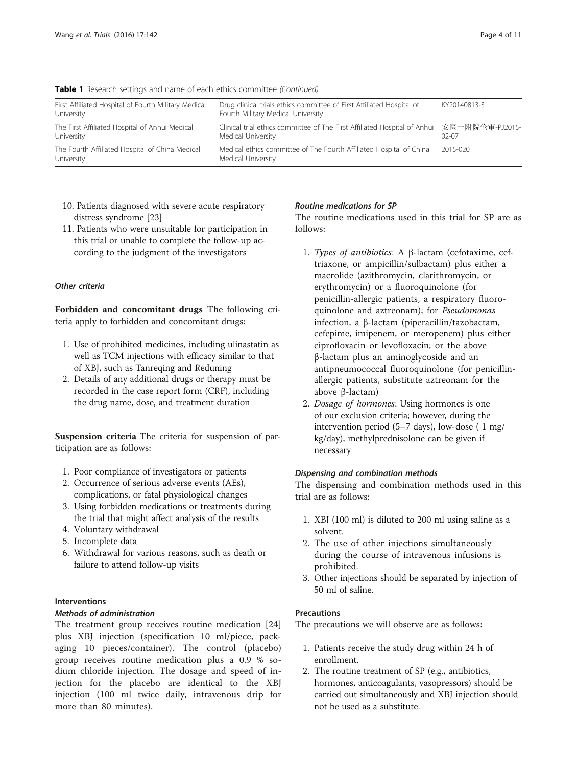**Table 1** Research settings and name of each ethics committee *(Continued)*

| | | |
|---|---|---|
| First Affiliated Hospital of Fourth Military Medical University | Drug clinical trials ethics committee of First Affiliated Hospital of Fourth Military Medical University | KY20140813-3 |
| The First Affiliated Hospital of Anhui Medical University | Clinical trial ethics committee of The First Affiliated Hospital of Anhui Medical University | 安医一附院伦审-PJ2015-02-07 |
| The Fourth Affiliated Hospital of China Medical University | Medical ethics committee of The Fourth Affiliated Hospital of China Medical University | 2015-020 |

10. Patients diagnosed with severe acute respiratory distress syndrome [23]
11. Patients who were unsuitable for participation in this trial or unable to complete the follow-up according to the judgment of the investigators

#### *Other criteria*

**Forbidden and concomitant drugs** The following criteria apply to forbidden and concomitant drugs:

1. Use of prohibited medicines, including ulinastatin as well as TCM injections with efficacy similar to that of XBJ, such as Tanreqing and Reduning
2. Details of any additional drugs or therapy must be recorded in the case report form (CRF), including the drug name, dose, and treatment duration

**Suspension criteria** The criteria for suspension of participation are as follows:

1. Poor compliance of investigators or patients
2. Occurrence of serious adverse events (AEs), complications, or fatal physiological changes
3. Using forbidden medications or treatments during the trial that might affect analysis of the results
4. Voluntary withdrawal
5. Incomplete data
6. Withdrawal for various reasons, such as death or failure to attend follow-up visits

### Interventions

#### *Methods of administration*

The treatment group receives routine medication [24] plus XBJ injection (specification 10 ml/piece, packaging 10 pieces/container). The control (placebo) group receives routine medication plus a 0.9 % sodium chloride injection. The dosage and speed of injection for the placebo are identical to the XBJ injection (100 ml twice daily, intravenous drip for more than 80 minutes).

#### *Routine medications for SP*

The routine medications used in this trial for SP are as follows:

1. *Types of antibiotics*: A β-lactam (cefotaxime, ceftriaxone, or ampicillin/sulbactam) plus either a macrolide (azithromycin, clarithromycin, or erythromycin) or a fluoroquinolone (for penicillin-allergic patients, a respiratory fluoroquinolone and aztreonam); for *Pseudomonas* infection, a β-lactam (piperacillin/tazobactam, cefepime, imipenem, or meropenem) plus either ciprofloxacin or levofloxacin; or the above β-lactam plus an aminoglycoside and an antipneumococcal fluoroquinolone (for penicillin-allergic patients, substitute aztreonam for the above β-lactam)
2. *Dosage of hormones*: Using hormones is one of our exclusion criteria; however, during the intervention period (5–7 days), low-dose ( 1 mg/kg/day), methylprednisolone can be given if necessary

#### *Dispensing and combination methods*

The dispensing and combination methods used in this trial are as follows:

1. XBJ (100 ml) is diluted to 200 ml using saline as a solvent.
2. The use of other injections simultaneously during the course of intravenous infusions is prohibited.
3. Other injections should be separated by injection of 50 ml of saline.

### Precautions

The precautions we will observe are as follows:

1. Patients receive the study drug within 24 h of enrollment.
2. The routine treatment of SP (e.g., antibiotics, hormones, anticoagulants, vasopressors) should be carried out simultaneously and XBJ injection should not be used as a substitute.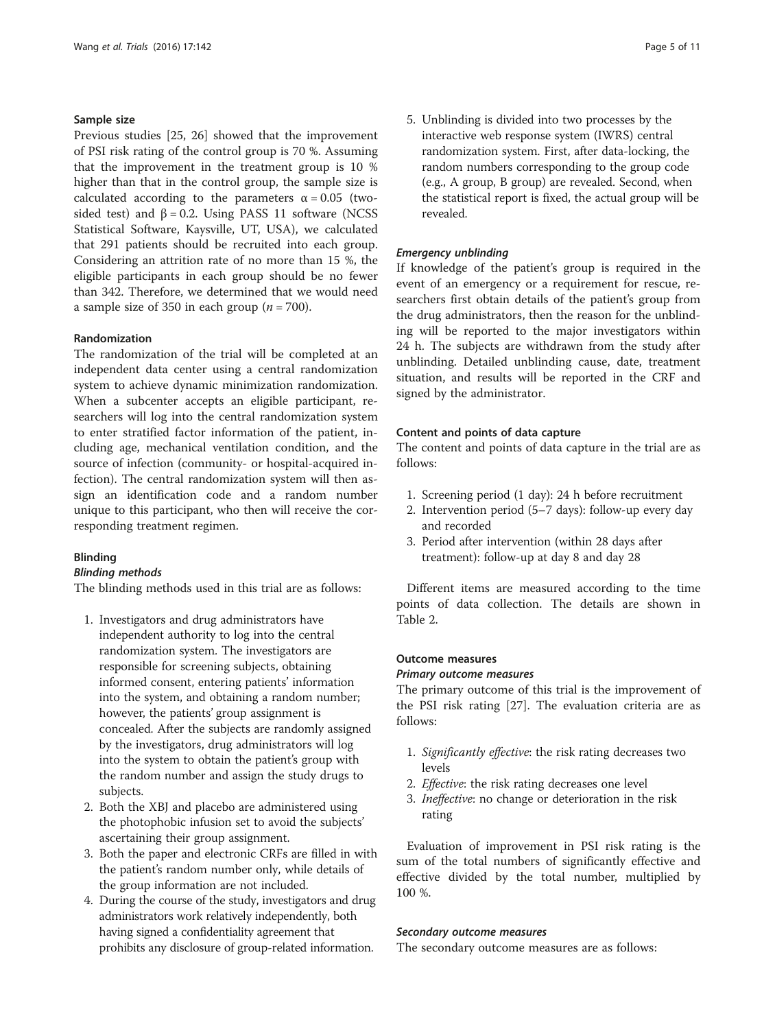### Sample size

Previous studies [25, 26] showed that the improvement of PSI risk rating of the control group is 70 %. Assuming that the improvement in the treatment group is 10 % higher than that in the control group, the sample size is calculated according to the parameters $\alpha = 0.05$ (two-sided test) and $\beta = 0.2$. Using PASS 11 software (NCSS Statistical Software, Kaysville, UT, USA), we calculated that 291 patients should be recruited into each group. Considering an attrition rate of no more than 15 %, the eligible participants in each group should be no fewer than 342. Therefore, we determined that we would need a sample size of 350 in each group ($n = 700$).

### Randomization

The randomization of the trial will be completed at an independent data center using a central randomization system to achieve dynamic minimization randomization. When a subcenter accepts an eligible participant, researchers will log into the central randomization system to enter stratified factor information of the patient, including age, mechanical ventilation condition, and the source of infection (community- or hospital-acquired infection). The central randomization system will then assign an identification code and a random number unique to this participant, who then will receive the corresponding treatment regimen.

### Blinding

#### *Blinding methods*

The blinding methods used in this trial are as follows:

1. Investigators and drug administrators have independent authority to log into the central randomization system. The investigators are responsible for screening subjects, obtaining informed consent, entering patients' information into the system, and obtaining a random number; however, the patients' group assignment is concealed. After the subjects are randomly assigned by the investigators, drug administrators will log into the system to obtain the patient's group with the random number and assign the study drugs to subjects.
2. Both the XBJ and placebo are administered using the photophobic infusion set to avoid the subjects' ascertaining their group assignment.
3. Both the paper and electronic CRFs are filled in with the patient's random number only, while details of the group information are not included.
4. During the course of the study, investigators and drug administrators work relatively independently, both having signed a confidentiality agreement that prohibits any disclosure of group-related information.
5. Unblinding is divided into two processes by the interactive web response system (IWRS) central randomization system. First, after data-locking, the random numbers corresponding to the group code (e.g., A group, B group) are revealed. Second, when the statistical report is fixed, the actual group will be revealed.

#### *Emergency unblinding*

If knowledge of the patient's group is required in the event of an emergency or a requirement for rescue, researchers first obtain details of the patient's group from the drug administrators, then the reason for the unblinding will be reported to the major investigators within 24 h. The subjects are withdrawn from the study after unblinding. Detailed unblinding cause, date, treatment situation, and results will be reported in the CRF and signed by the administrator.

### Content and points of data capture

The content and points of data capture in the trial are as follows:

1. Screening period (1 day): 24 h before recruitment
2. Intervention period (5–7 days): follow-up every day and recorded
3. Period after intervention (within 28 days after treatment): follow-up at day 8 and day 28

Different items are measured according to the time points of data collection. The details are shown in Table 2.

### Outcome measures

#### *Primary outcome measures*

The primary outcome of this trial is the improvement of the PSI risk rating [27]. The evaluation criteria are as follows:

1. *Significantly effective*: the risk rating decreases two levels
2. *Effective*: the risk rating decreases one level
3. *Ineffective*: no change or deterioration in the risk rating

Evaluation of improvement in PSI risk rating is the sum of the total numbers of significantly effective and effective divided by the total number, multiplied by 100 %.

#### *Secondary outcome measures*

The secondary outcome measures are as follows: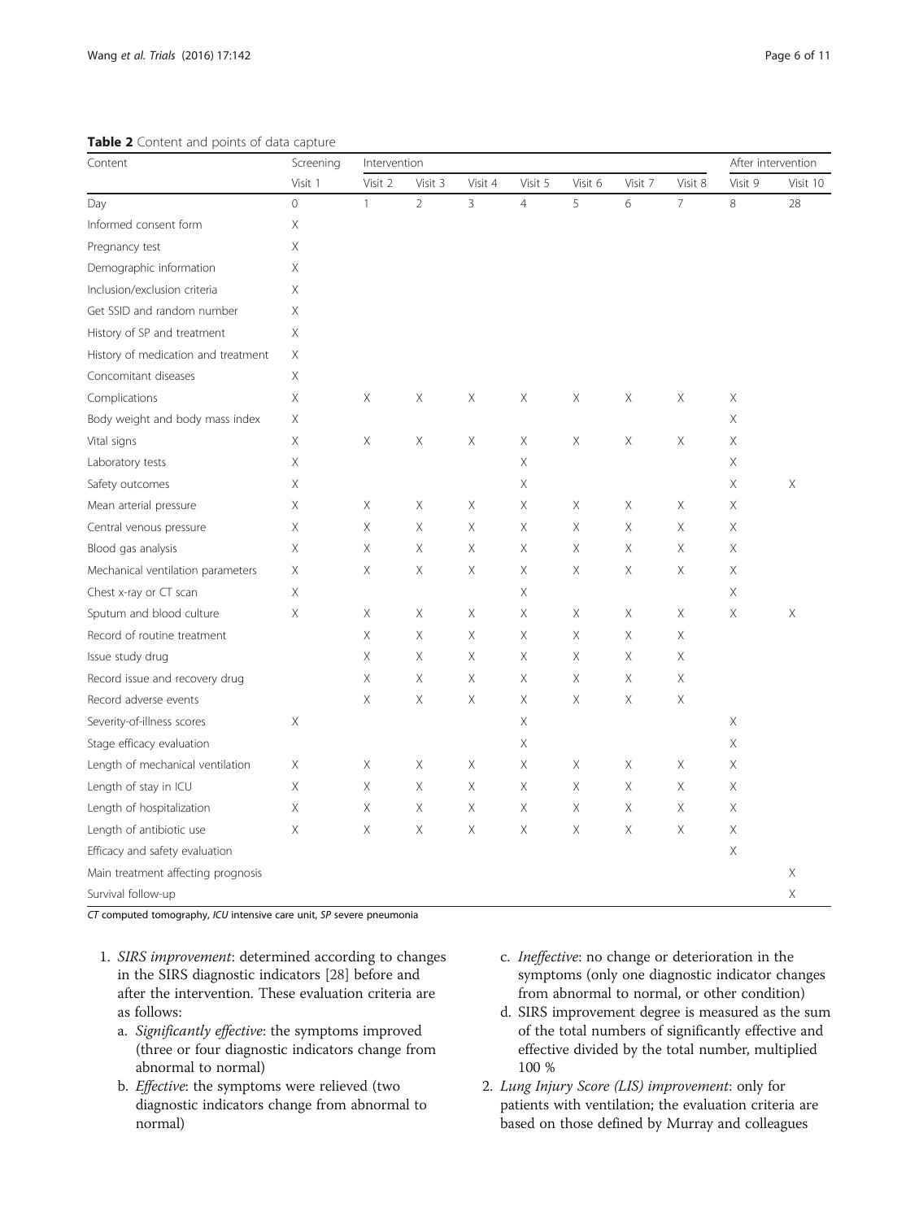**Table 2** Content and points of data capture

| Content | Screening | Intervention | | | | | | | After intervention | |
|---|---|---|---|---|---|---|---|---|---|---|
| | Visit 1 | Visit 2 | Visit 3 | Visit 4 | Visit 5 | Visit 6 | Visit 7 | Visit 8 | Visit 9 | Visit 10 |
| Day | 0 | 1 | 2 | 3 | 4 | 5 | 6 | 7 | 8 | 28 |
| Informed consent form | X | | | | | | | | | |
| Pregnancy test | X | | | | | | | | | |
| Demographic information | X | | | | | | | | | |
| Inclusion/exclusion criteria | X | | | | | | | | | |
| Get SSID and random number | X | | | | | | | | | |
| History of SP and treatment | X | | | | | | | | | |
| History of medication and treatment | X | | | | | | | | | |
| Concomitant diseases | X | | | | | | | | | |
| Complications | X | X | X | X | X | X | X | X | X | |
| Body weight and body mass index | X | | | | | | | | X | |
| Vital signs | X | X | X | X | X | X | X | X | X | |
| Laboratory tests | X | | | | X | | | | X | |
| Safety outcomes | X | | | | X | | | | X | X |
| Mean arterial pressure | X | X | X | X | X | X | X | X | X | |
| Central venous pressure | X | X | X | X | X | X | X | X | X | |
| Blood gas analysis | X | X | X | X | X | X | X | X | X | |
| Mechanical ventilation parameters | X | X | X | X | X | X | X | X | X | |
| Chest x-ray or CT scan | X | | | | X | | | | X | |
| Sputum and blood culture | X | X | X | X | X | X | X | X | X | X |
| Record of routine treatment | | X | X | X | X | X | X | X | | |
| Issue study drug | | X | X | X | X | X | X | X | | |
| Record issue and recovery drug | | X | X | X | X | X | X | X | | |
| Record adverse events | | X | X | X | X | X | X | X | | |
| Severity-of-illness scores | X | | | | X | | | | X | |
| Stage efficacy evaluation | | | | | X | | | | X | |
| Length of mechanical ventilation | X | X | X | X | X | X | X | X | X | |
| Length of stay in ICU | X | X | X | X | X | X | X | X | X | |
| Length of hospitalization | X | X | X | X | X | X | X | X | X | |
| Length of antibiotic use | X | X | X | X | X | X | X | X | X | |
| Efficacy and safety evaluation | | | | | | | | | X | |
| Main treatment affecting prognosis | | | | | | | | | | X |
| Survival follow-up | | | | | | | | | | X |

*CT* computed tomography, *ICU* intensive care unit, *SP* severe pneumonia

1. *SIRS improvement*: determined according to changes in the SIRS diagnostic indicators [28] before and after the intervention. These evaluation criteria are as follows:
   a. *Significantly effective*: the symptoms improved (three or four diagnostic indicators change from abnormal to normal)
   b. *Effective*: the symptoms were relieved (two diagnostic indicators change from abnormal to normal)
   c. *Ineffective*: no change or deterioration in the symptoms (only one diagnostic indicator changes from abnormal to normal, or other condition)
   d. SIRS improvement degree is measured as the sum of the total numbers of significantly effective and effective divided by the total number, multiplied 100 %
2. *Lung Injury Score (LIS) improvement*: only for patients with ventilation; the evaluation criteria are based on those defined by Murray and colleagues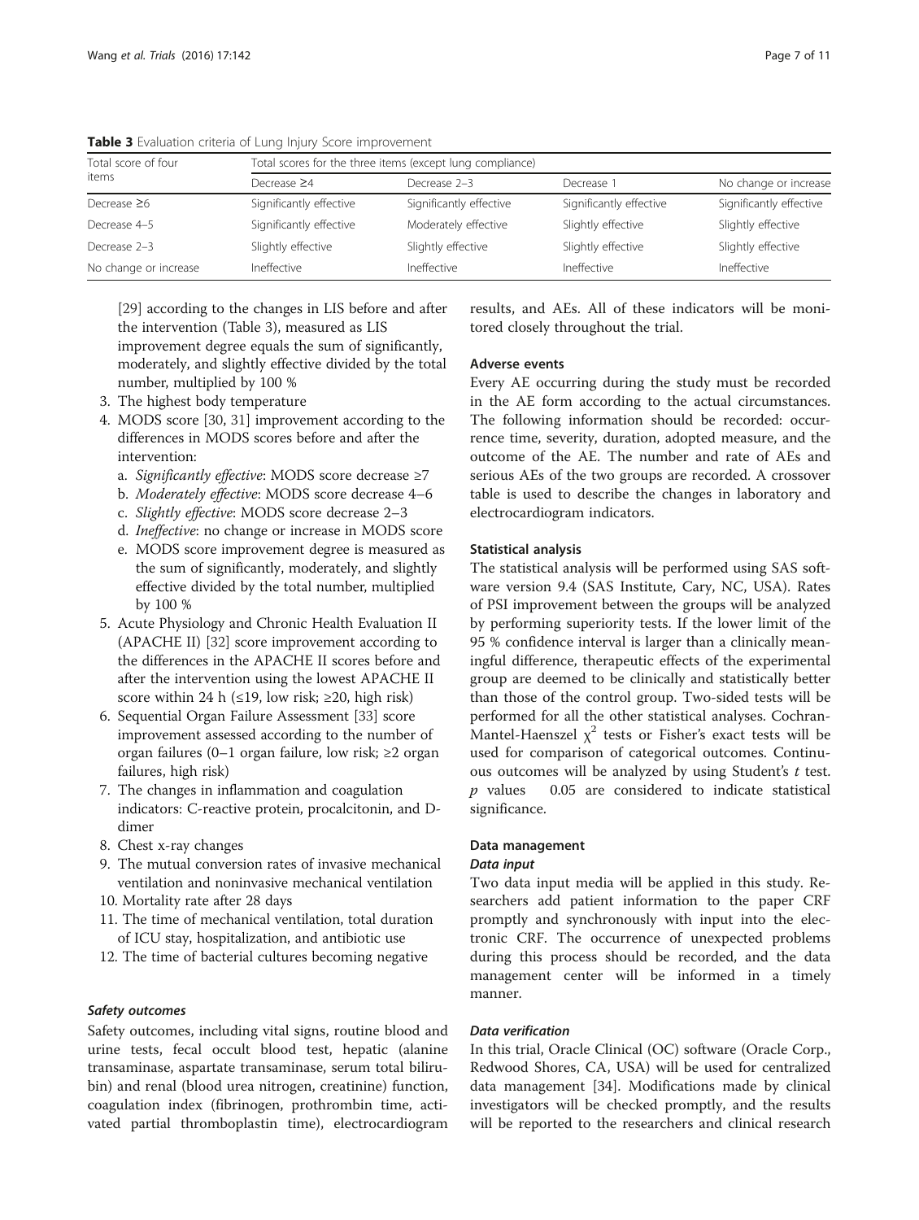**Table 3** Evaluation criteria of Lung Injury Score improvement

| Total score of four items | Total scores for the three items (except lung compliance) | | | |
|---|---|---|---|---|
| | Decrease ≥4 | Decrease 2–3 | Decrease 1 | No change or increase |
| Decrease ≥6 | Significantly effective | Significantly effective | Significantly effective | Significantly effective |
| Decrease 4–5 | Significantly effective | Moderately effective | Slightly effective | Slightly effective |
| Decrease 2–3 | Slightly effective | Slightly effective | Slightly effective | Slightly effective |
| No change or increase | Ineffective | Ineffective | Ineffective | Ineffective |

[29] according to the changes in LIS before and after the intervention (Table 3), measured as LIS improvement degree equals the sum of significantly, moderately, and slightly effective divided by the total number, multiplied by 100 %

3. The highest body temperature
4. MODS score [30, 31] improvement according to the differences in MODS scores before and after the intervention:
   a. *Significantly effective*: MODS score decrease ≥7
   b. *Moderately effective*: MODS score decrease 4–6
   c. *Slightly effective*: MODS score decrease 2–3
   d. *Ineffective*: no change or increase in MODS score
   e. MODS score improvement degree is measured as the sum of significantly, moderately, and slightly effective divided by the total number, multiplied by 100 %
5. Acute Physiology and Chronic Health Evaluation II (APACHE II) [32] score improvement according to the differences in the APACHE II scores before and after the intervention using the lowest APACHE II score within 24 h (≤19, low risk; ≥20, high risk)
6. Sequential Organ Failure Assessment [33] score improvement assessed according to the number of organ failures (0–1 organ failure, low risk; ≥2 organ failures, high risk)
7. The changes in inflammation and coagulation indicators: C-reactive protein, procalcitonin, and D-dimer
8. Chest x-ray changes
9. The mutual conversion rates of invasive mechanical ventilation and noninvasive mechanical ventilation
10. Mortality rate after 28 days
11. The time of mechanical ventilation, total duration of ICU stay, hospitalization, and antibiotic use
12. The time of bacterial cultures becoming negative

#### *Safety outcomes*

Safety outcomes, including vital signs, routine blood and urine tests, fecal occult blood test, hepatic (alanine transaminase, aspartate transaminase, serum total bilirubin) and renal (blood urea nitrogen, creatinine) function, coagulation index (fibrinogen, prothrombin time, activated partial thromboplastin time), electrocardiogram results, and AEs. All of these indicators will be monitored closely throughout the trial.

### Adverse events

Every AE occurring during the study must be recorded in the AE form according to the actual circumstances. The following information should be recorded: occurrence time, severity, duration, adopted measure, and the outcome of the AE. The number and rate of AEs and serious AEs of the two groups are recorded. A crossover table is used to describe the changes in laboratory and electrocardiogram indicators.

### Statistical analysis

The statistical analysis will be performed using SAS software version 9.4 (SAS Institute, Cary, NC, USA). Rates of PSI improvement between the groups will be analyzed by performing superiority tests. If the lower limit of the 95 % confidence interval is larger than a clinically meaningful difference, therapeutic effects of the experimental group are deemed to be clinically and statistically better than those of the control group. Two-sided tests will be performed for all the other statistical analyses. Cochran-Mantel-Haenszel $\chi^2$ tests or Fisher's exact tests will be used for comparison of categorical outcomes. Continuous outcomes will be analyzed by using Student's *t* test. *p* values  0.05 are considered to indicate statistical significance.

### Data management

#### *Data input*

Two data input media will be applied in this study. Researchers add patient information to the paper CRF promptly and synchronously with input into the electronic CRF. The occurrence of unexpected problems during this process should be recorded, and the data management center will be informed in a timely manner.

#### *Data verification*

In this trial, Oracle Clinical (OC) software (Oracle Corp., Redwood Shores, CA, USA) will be used for centralized data management [34]. Modifications made by clinical investigators will be checked promptly, and the results will be reported to the researchers and clinical research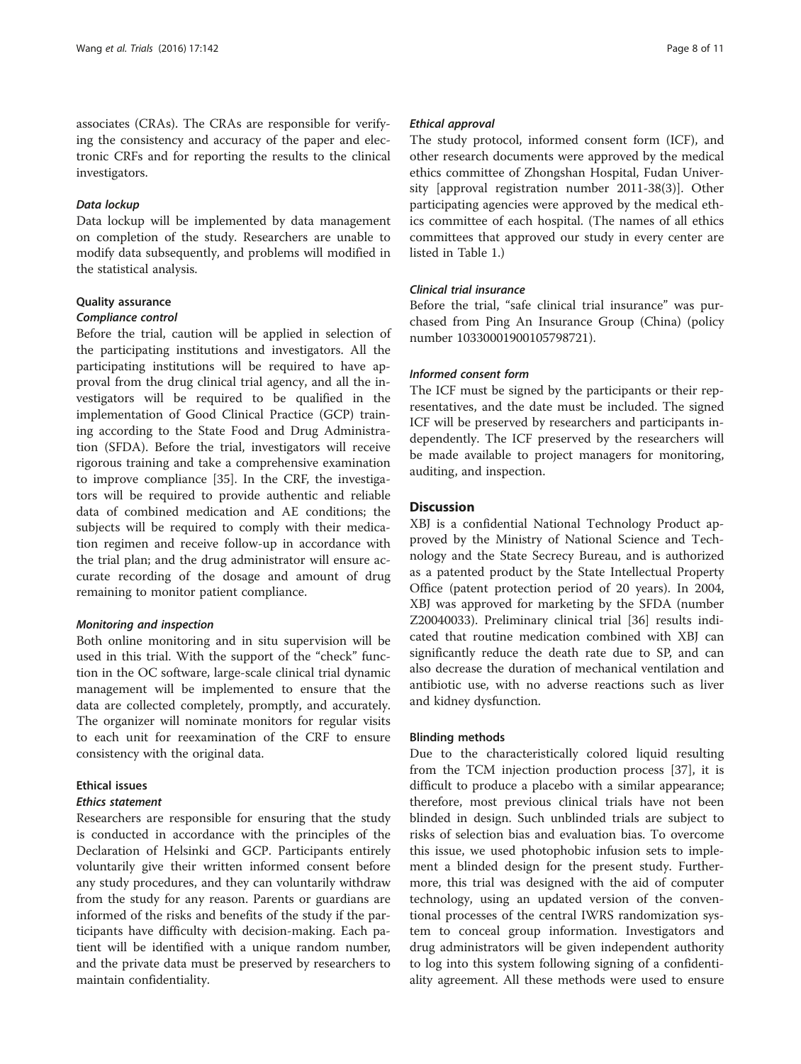associates (CRAs). The CRAs are responsible for verifying the consistency and accuracy of the paper and electronic CRFs and for reporting the results to the clinical investigators.

#### *Data lockup*

Data lockup will be implemented by data management on completion of the study. Researchers are unable to modify data subsequently, and problems will modified in the statistical analysis.

### Quality assurance

#### *Compliance control*

Before the trial, caution will be applied in selection of the participating institutions and investigators. All the participating institutions will be required to have approval from the drug clinical trial agency, and all the investigators will be required to be qualified in the implementation of Good Clinical Practice (GCP) training according to the State Food and Drug Administration (SFDA). Before the trial, investigators will receive rigorous training and take a comprehensive examination to improve compliance [35]. In the CRF, the investigators will be required to provide authentic and reliable data of combined medication and AE conditions; the subjects will be required to comply with their medication regimen and receive follow-up in accordance with the trial plan; and the drug administrator will ensure accurate recording of the dosage and amount of drug remaining to monitor patient compliance.

#### *Monitoring and inspection*

Both online monitoring and in situ supervision will be used in this trial. With the support of the "check" function in the OC software, large-scale clinical trial dynamic management will be implemented to ensure that the data are collected completely, promptly, and accurately. The organizer will nominate monitors for regular visits to each unit for reexamination of the CRF to ensure consistency with the original data.

### Ethical issues

#### *Ethics statement*

Researchers are responsible for ensuring that the study is conducted in accordance with the principles of the Declaration of Helsinki and GCP. Participants entirely voluntarily give their written informed consent before any study procedures, and they can voluntarily withdraw from the study for any reason. Parents or guardians are informed of the risks and benefits of the study if the participants have difficulty with decision-making. Each patient will be identified with a unique random number, and the private data must be preserved by researchers to maintain confidentiality.

#### *Ethical approval*

The study protocol, informed consent form (ICF), and other research documents were approved by the medical ethics committee of Zhongshan Hospital, Fudan University [approval registration number 2011-38(3)]. Other participating agencies were approved by the medical ethics committee of each hospital. (The names of all ethics committees that approved our study in every center are listed in Table 1.)

#### *Clinical trial insurance*

Before the trial, "safe clinical trial insurance" was purchased from Ping An Insurance Group (China) (policy number 10330001900105798721).

#### *Informed consent form*

The ICF must be signed by the participants or their representatives, and the date must be included. The signed ICF will be preserved by researchers and participants independently. The ICF preserved by the researchers will be made available to project managers for monitoring, auditing, and inspection.

## Discussion

XBJ is a confidential National Technology Product approved by the Ministry of National Science and Technology and the State Secrecy Bureau, and is authorized as a patented product by the State Intellectual Property Office (patent protection period of 20 years). In 2004, XBJ was approved for marketing by the SFDA (number Z20040033). Preliminary clinical trial [36] results indicated that routine medication combined with XBJ can significantly reduce the death rate due to SP, and can also decrease the duration of mechanical ventilation and antibiotic use, with no adverse reactions such as liver and kidney dysfunction.

### Blinding methods

Due to the characteristically colored liquid resulting from the TCM injection production process [37], it is difficult to produce a placebo with a similar appearance; therefore, most previous clinical trials have not been blinded in design. Such unblinded trials are subject to risks of selection bias and evaluation bias. To overcome this issue, we used photophobic infusion sets to implement a blinded design for the present study. Furthermore, this trial was designed with the aid of computer technology, using an updated version of the conventional processes of the central IWRS randomization system to conceal group information. Investigators and drug administrators will be given independent authority to log into this system following signing of a confidentiality agreement. All these methods were used to ensure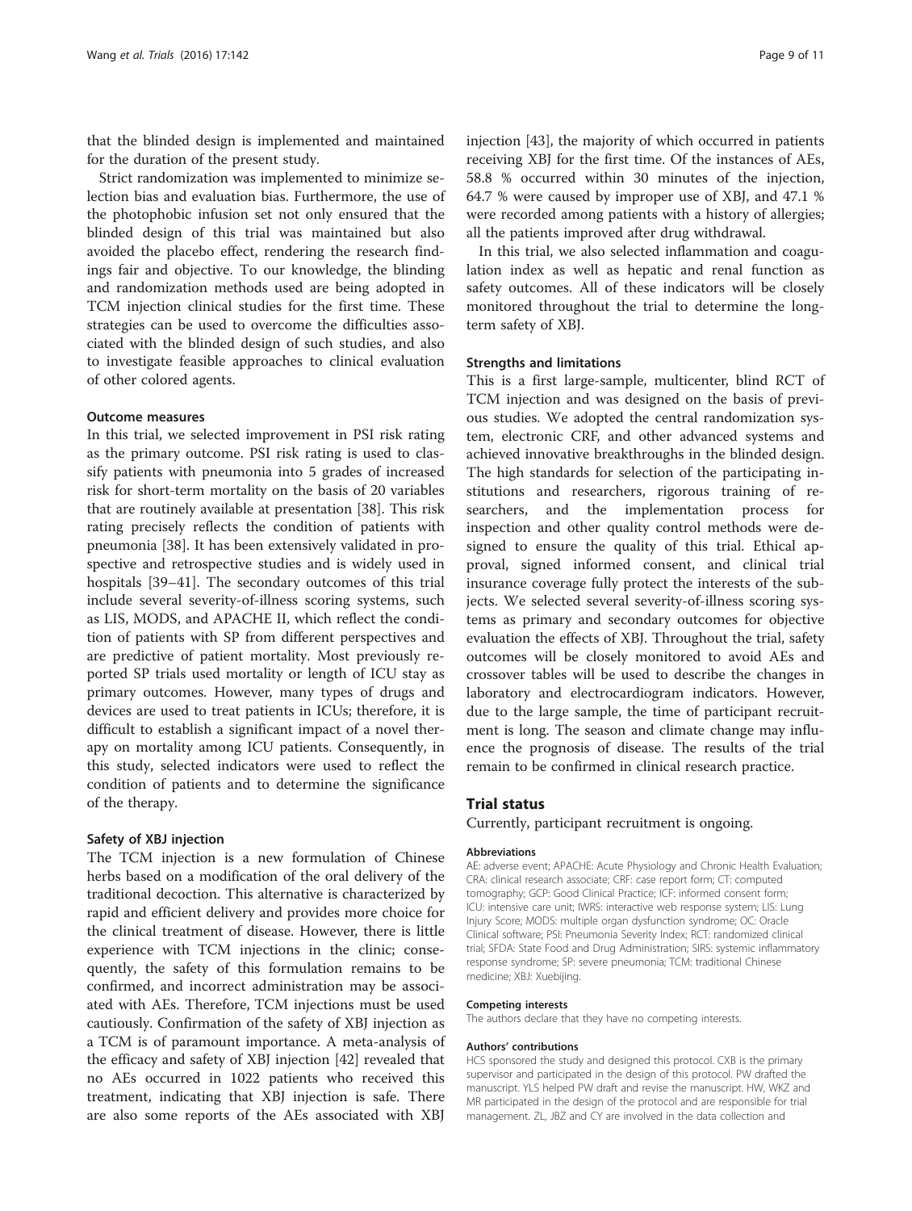that the blinded design is implemented and maintained for the duration of the present study.

Strict randomization was implemented to minimize selection bias and evaluation bias. Furthermore, the use of the photophobic infusion set not only ensured that the blinded design of this trial was maintained but also avoided the placebo effect, rendering the research findings fair and objective. To our knowledge, the blinding and randomization methods used are being adopted in TCM injection clinical studies for the first time. These strategies can be used to overcome the difficulties associated with the blinded design of such studies, and also to investigate feasible approaches to clinical evaluation of other colored agents.

### Outcome measures

In this trial, we selected improvement in PSI risk rating as the primary outcome. PSI risk rating is used to classify patients with pneumonia into 5 grades of increased risk for short-term mortality on the basis of 20 variables that are routinely available at presentation [38]. This risk rating precisely reflects the condition of patients with pneumonia [38]. It has been extensively validated in prospective and retrospective studies and is widely used in hospitals [39–41]. The secondary outcomes of this trial include several severity-of-illness scoring systems, such as LIS, MODS, and APACHE II, which reflect the condition of patients with SP from different perspectives and are predictive of patient mortality. Most previously reported SP trials used mortality or length of ICU stay as primary outcomes. However, many types of drugs and devices are used to treat patients in ICUs; therefore, it is difficult to establish a significant impact of a novel therapy on mortality among ICU patients. Consequently, in this study, selected indicators were used to reflect the condition of patients and to determine the significance of the therapy.

### Safety of XBJ injection

The TCM injection is a new formulation of Chinese herbs based on a modification of the oral delivery of the traditional decoction. This alternative is characterized by rapid and efficient delivery and provides more choice for the clinical treatment of disease. However, there is little experience with TCM injections in the clinic; consequently, the safety of this formulation remains to be confirmed, and incorrect administration may be associated with AEs. Therefore, TCM injections must be used cautiously. Confirmation of the safety of XBJ injection as a TCM is of paramount importance. A meta-analysis of the efficacy and safety of XBJ injection [42] revealed that no AEs occurred in 1022 patients who received this treatment, indicating that XBJ injection is safe. There are also some reports of the AEs associated with XBJ injection [43], the majority of which occurred in patients receiving XBJ for the first time. Of the instances of AEs, 58.8 % occurred within 30 minutes of the injection, 64.7 % were caused by improper use of XBJ, and 47.1 % were recorded among patients with a history of allergies; all the patients improved after drug withdrawal.

In this trial, we also selected inflammation and coagulation index as well as hepatic and renal function as safety outcomes. All of these indicators will be closely monitored throughout the trial to determine the long-term safety of XBJ.

### Strengths and limitations

This is a first large-sample, multicenter, blind RCT of TCM injection and was designed on the basis of previous studies. We adopted the central randomization system, electronic CRF, and other advanced systems and achieved innovative breakthroughs in the blinded design. The high standards for selection of the participating institutions and researchers, rigorous training of researchers, and the implementation process for inspection and other quality control methods were designed to ensure the quality of this trial. Ethical approval, signed informed consent, and clinical trial insurance coverage fully protect the interests of the subjects. We selected several severity-of-illness scoring systems as primary and secondary outcomes for objective evaluation the effects of XBJ. Throughout the trial, safety outcomes will be closely monitored to avoid AEs and crossover tables will be used to describe the changes in laboratory and electrocardiogram indicators. However, due to the large sample, the time of participant recruitment is long. The season and climate change may influence the prognosis of disease. The results of the trial remain to be confirmed in clinical research practice.

## Trial status

Currently, participant recruitment is ongoing.

#### Abbreviations

AE: adverse event; APACHE: Acute Physiology and Chronic Health Evaluation; CRA: clinical research associate; CRF: case report form; CT: computed tomography; GCP: Good Clinical Practice; ICF: informed consent form; ICU: intensive care unit; IWRS: interactive web response system; LIS: Lung Injury Score; MODS: multiple organ dysfunction syndrome; OC: Oracle Clinical software; PSI: Pneumonia Severity Index; RCT: randomized clinical trial; SFDA: State Food and Drug Administration; SIRS: systemic inflammatory response syndrome; SP: severe pneumonia; TCM: traditional Chinese medicine; XBJ: Xuebijing.

#### Competing interests

The authors declare that they have no competing interests.

#### Authors' contributions

HCS sponsored the study and designed this protocol. CXB is the primary supervisor and participated in the design of this protocol. PW drafted the manuscript. YLS helped PW draft and revise the manuscript. HW, WKZ and MR participated in the design of the protocol and are responsible for trial management. ZL, JBZ and CY are involved in the data collection and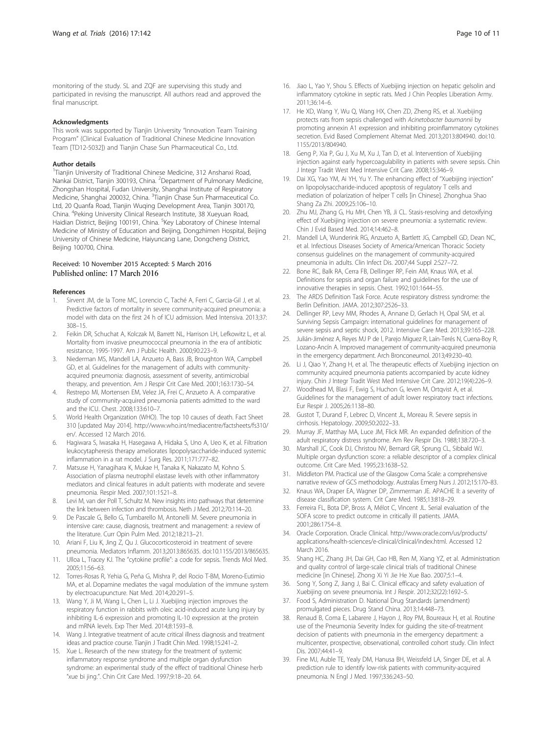monitoring of the study. SL and ZQF are supervising this study and participated in revising the manuscript. All authors read and approved the final manuscript.

#### Acknowledgments

This work was supported by Tianjin University "Innovation Team Training Program" (Clinical Evaluation of Traditional Chinese Medicine Innovation Team [TD12-5032]) and Tianjin Chase Sun Pharmaceutical Co., Ltd.

#### Author details

[1]Tianjin University of Traditional Chinese Medicine, 312 Anshanxi Road, Nankai District, Tianjin 300193, China. [2]Department of Pulmonary Medicine, Zhongshan Hospital, Fudan University, Shanghai Institute of Respiratory Medicine, Shanghai 200032, China. [3]Tianjin Chase Sun Pharmaceutical Co. Ltd, 20 Quanfa Road, Tianjin Wuqing Development Area, Tianjin 300170, China. [4]Peking University Clinical Research Institute, 38 Xueyuan Road, Haidian District, Beijing 100191, China. [5]Key Laboratory of Chinese Internal Medicine of Ministry of Education and Beijing, Dongzhimen Hospital, Beijing University of Chinese Medicine, Haiyuncang Lane, Dongcheng District, Beijing 100700, China.

Received: 10 November 2015 Accepted: 5 March 2016
Published online: 17 March 2016

#### References

1. Sirvent JM, de la Torre MC, Lorencio C, Taché A, Ferri C, Garcia-Gil J, et al. Predictive factors of mortality in severe community-acquired pneumonia: a model with data on the first 24 h of ICU admission. Med Intensiva. 2013;37:308–15.
2. Feikin DR, Schuchat A, Kolczak M, Barrett NL, Harrison LH, Lefkowitz L, et al. Mortality from invasive pneumococcal pneumonia in the era of antibiotic resistance, 1995-1997. Am J Public Health. 2000;90:223–9.
3. Niederman MS, Mandell LA, Anzueto A, Bass JB, Broughton WA, Campbell GD, et al. Guidelines for the management of adults with community-acquired pneumonia: diagnosis, assessment of severity, antimicrobial therapy, and prevention. Am J Respir Crit Care Med. 2001;163:1730–54.
4. Restrepo MI, Mortensen EM, Velez JA, Frei C, Anzueto A. A comparative study of community-acquired pneumonia patients admitted to the ward and the ICU. Chest. 2008;133:610–7.
5. World Health Organization (WHO). The top 10 causes of death. Fact Sheet 310 [updated May 2014]. http://www.who.int/mediacentre/factsheets/fs310/en/. Accessed 12 March 2016.
6. Hagiwara S, Iwasaka H, Hasegawa A, Hidaka S, Uno A, Ueo K, et al. Filtration leukocytapheresis therapy ameliorates lipopolysaccharide-induced systemic inflammation in a rat model. J Surg Res. 2011;171:777–82.
7. Matsuse H, Yanagihara K, Mukae H, Tanaka K, Nakazato M, Kohno S. Association of plasma neutrophil elastase levels with other inflammatory mediators and clinical features in adult patients with moderate and severe pneumonia. Respir Med. 2007;101:1521–8.
8. Levi M, van der Poll T, Schultz M. New insights into pathways that determine the link between infection and thrombosis. Neth J Med. 2012;70:114–20.
9. De Pascale G, Bello G, Tumbarello M, Antonelli M. Severe pneumonia in intensive care: cause, diagnosis, treatment and management: a review of the literature. Curr Opin Pulm Med. 2012;18:213–21.
10. Ariani F, Liu K, Jing Z, Qu J. Glucocorticosteroid in treatment of severe pneumonia. Mediators Inflamm. 2013;2013:865635. doi:10.1155/2013/865635.
11. Ulloa L, Tracey KJ. The "cytokine profile": a code for sepsis. Trends Mol Med. 2005;11:56–63.
12. Torres-Rosas R, Yehia G, Peña G, Mishra P, del Rocio T-BM, Moreno-Eutimio MA, et al. Dopamine mediates the vagal modulation of the immune system by electroacupuncture. Nat Med. 2014;20:291–5.
13. Wang Y, Ji M, Wang L, Chen L, Li J. Xuebijing injection improves the respiratory function in rabbits with oleic acid-induced acute lung injury by inhibiting IL-6 expression and promoting IL-10 expression at the protein and mRNA levels. Exp Ther Med. 2014;8:1593–8.
14. Wang J. Integrative treatment of acute critical illness diagnosis and treatment ideas and practice course. Tianjin J Tradit Chin Med. 1998;15:241–2.
15. Xue L. Research of the new strategy for the treatment of systemic inflammatory response syndrome and multiple organ dysfunction syndrome: an experimental study of the effect of traditional Chinese herb "xue bi jing.". Chin Crit Care Med. 1997;9:18–20. 64.
16. Jiao L, Yao Y, Shou S. Effects of Xuebijing injection on hepatic gelsolin and inflammatory cytokine in septic rats. Med J Chin Peoples Liberation Army. 2011;36:14–6.
17. He XD, Wang Y, Wu Q, Wang HX, Chen ZD, Zheng RS, et al. Xuebijing protects rats from sepsis challenged with *Acinetobacter baumannii* by promoting annexin A1 expression and inhibiting proinflammatory cytokines secretion. Evid Based Complement Alternat Med. 2013;2013:804940. doi:10.1155/2013/804940.
18. Geng P, Xia P, Gu J, Xu M, Xu J, Tan D, et al. Intervention of Xuebijing injection against early hypercoagulability in patients with severe sepsis. Chin J Integr Tradit West Med Intensive Crit Care. 2008;15:346–9.
19. Dai XG, Yao YM, Ai YH, Yu Y. The enhancing effect of "Xuebijing injection" on lipopolysaccharide-induced apoptosis of regulatory T cells and mediation of polarization of helper T cells [in Chinese]. Zhonghua Shao Shang Za Zhi. 2009;25:106–10.
20. Zhu MJ, Zhang G, Hu MH, Chen YB, Ji CL. Stasis-resolving and detoxifying effect of Xuebijing injection on severe pneumonia: a systematic review. Chin J Evid Based Med. 2014;14:462–8.
21. Mandell LA, Wunderink RG, Anzueto A, Bartlett JG, Campbell GD, Dean NC, et al. Infectious Diseases Society of America/American Thoracic Society consensus guidelines on the management of community-acquired pneumonia in adults. Clin Infect Dis. 2007;44 Suppl 2:S27–72.
22. Bone RC, Balk RA, Cerra FB, Dellinger RP, Fein AM, Knaus WA, et al. Definitions for sepsis and organ failure and guidelines for the use of innovative therapies in sepsis. Chest. 1992;101:1644–55.
23. The ARDS Definition Task Force. Acute respiratory distress syndrome: the Berlin Definition. JAMA. 2012;307:2526–33.
24. Dellinger RP, Levy MM, Rhodes A, Annane D, Gerlach H, Opal SM, et al. Surviving Sepsis Campaign: international guidelines for management of severe sepsis and septic shock, 2012. Intensive Care Med. 2013;39:165–228.
25. Julián-Jiménez A, Reyes MJ P de l, Parejo Miguez R, Laín-Terés N, Cuena-Boy R, Lozano-Ancín A. Improved management of community-acquired pneumonia in the emergency department. Arch Bronconeumol. 2013;49:230–40.
26. Li J, Qiao Y, Zhang H, et al. The therapeutic effects of Xuebijing injection on community acquired pneumonia patients accompanied by acute kidney injury. Chin J Integr Tradit West Med Intensive Crit Care. 2012;19(4):226–9.
27. Woodhead M, Blasi F, Ewig S, Huchon G, Ieven M, Ortqvist A, et al. Guidelines for the management of adult lower respiratory tract infections. Eur Respir J. 2005;26:1138–80.
28. Gustot T, Durand F, Lebrec D, Vincent JL, Moreau R. Severe sepsis in cirrhosis. Hepatology. 2009;50:2022–33.
29. Murray JF, Matthay MA, Luce JM, Flick MR. An expanded definition of the adult respiratory distress syndrome. Am Rev Respir Dis. 1988;138:720–3.
30. Marshall JC, Cook DJ, Christou NV, Bernard GR, Sprung CL, Sibbald WJ. Multiple organ dysfunction score: a reliable descriptor of a complex clinical outcome. Crit Care Med. 1995;23:1638–52.
31. Middleton PM. Practical use of the Glasgow Coma Scale: a comprehensive narrative review of GCS methodology. Australas Emerg Nurs J. 2012;15:170–83.
32. Knaus WA, Draper EA, Wagner DP, Zimmerman JE. APACHE II: a severity of disease classification system. Crit Care Med. 1985;13:818–29.
33. Ferreira FL, Bota DP, Bross A, Mélot C, Vincent JL. Serial evaluation of the SOFA score to predict outcome in critically ill patients. JAMA. 2001;286:1754–8.
34. Oracle Corporation. Oracle Clinical. http://www.oracle.com/us/products/applications/health-sciences/e-clinical/clinical/index.html. Accessed 12 March 2016.
35. Shang HC, Zhang JH, Dai GH, Cao HB, Ren M, Xiang YZ, et al. Administration and quality control of large-scale clinical trials of traditional Chinese medicine [in Chinese]. Zhong Xi Yi Jie He Xue Bao. 2007;5:1–4.
36. Song Y, Song Z, Jiang J, Bai C. Clinical efficacy and safety evaluation of Xuebijing on severe pneumonia. Int J Respir. 2012;32(22):1692–5.
37. Food S, Administration D. National Drug Standards (amendment) promulgated pieces. Drug Stand China. 2013;14:448–73.
38. Renaud B, Coma E, Labarere J, Hayon J, Roy PM, Boureaux H, et al. Routine use of the Pneumonia Severity Index for guiding the site-of-treatment decision of patients with pneumonia in the emergency department: a multicenter, prospective, observational, controlled cohort study. Clin Infect Dis. 2007;44:41–9.
39. Fine MJ, Auble TE, Yealy DM, Hanusa BH, Weissfeld LA, Singer DE, et al. A prediction rule to identify low-risk patients with community-acquired pneumonia. N Engl J Med. 1997;336:243–50.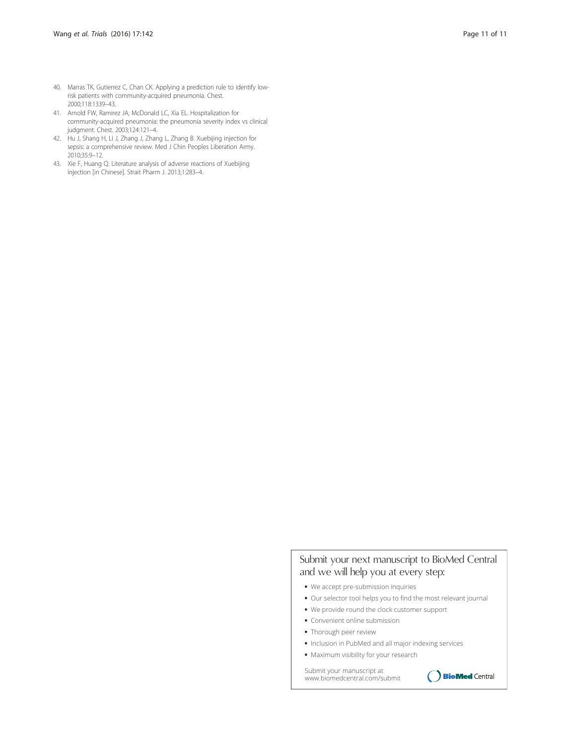40. Marras TK, Gutierrez C, Chan CK. Applying a prediction rule to identify low-risk patients with community-acquired pneumonia. Chest. 2000;118:1339–43.
41. Arnold FW, Ramirez JA, McDonald LC, Xia EL. Hospitalization for community-acquired pneumonia: the pneumonia severity index vs clinical judgment. Chest. 2003;124:121–4.
42. Hu J, Shang H, Li J, Zhang J, Zhang L, Zhang B. Xuebijing injection for sepsis: a comprehensive review. Med J Chin Peoples Liberation Army. 2010;35:9–12.
43. Xie F, Huang Q. Literature analysis of adverse reactions of Xuebijing injection [in Chinese]. Strait Pharm J. 2013;1:283–4.

Submit your next manuscript to BioMed Central and we will help you at every step:

- We accept pre-submission inquiries
- Our selector tool helps you to find the most relevant journal
- We provide round the clock customer support
- Convenient online submission
- Thorough peer review
- Inclusion in PubMed and all major indexing services
- Maximum visibility for your research

Submit your manuscript at
www.biomedcentral.com/submit

BioMed Central